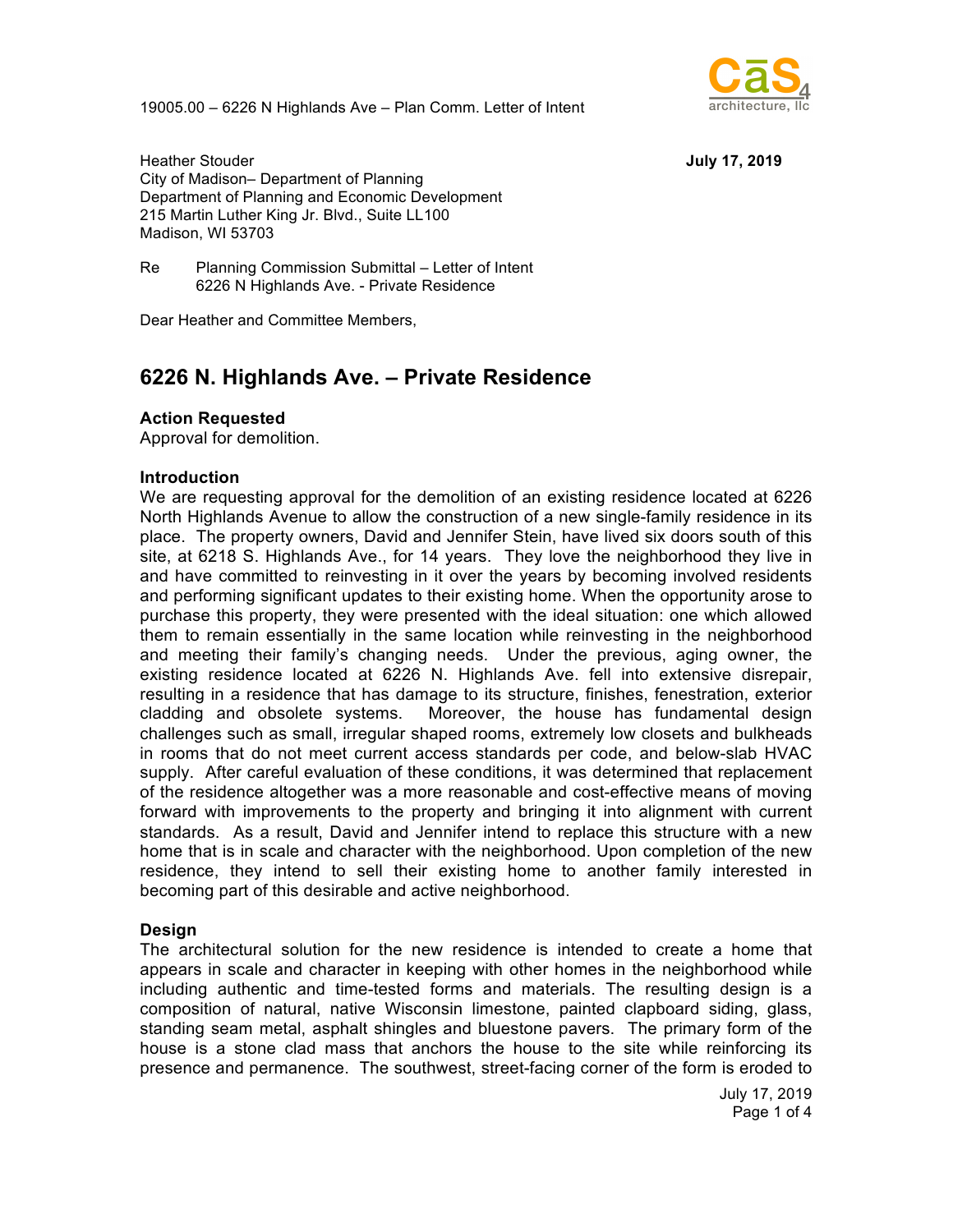Heather Stouder  
City of Madison– Department of Planning  
Department of Planning and Economic Development  
215 Martin Luther King Jr. Blvd., Suite LL100  
Madison, WI 53703

**July 17, 2019**

Re Planning Commission Submittal – Letter of Intent  
6226 N Highlands Ave. - Private Residence

Dear Heather and Committee Members,

## 6226 N. Highlands Ave. – Private Residence

**Action Requested**  
Approval for demolition.

**Introduction**  
We are requesting approval for the demolition of an existing residence located at 6226 North Highlands Avenue to allow the construction of a new single-family residence in its place. The property owners, David and Jennifer Stein, have lived six doors south of this site, at 6218 S. Highlands Ave., for 14 years. They love the neighborhood they live in and have committed to reinvesting in it over the years by becoming involved residents and performing significant updates to their existing home. When the opportunity arose to purchase this property, they were presented with the ideal situation: one which allowed them to remain essentially in the same location while reinvesting in the neighborhood and meeting their family's changing needs. Under the previous, aging owner, the existing residence located at 6226 N. Highlands Ave. fell into extensive disrepair, resulting in a residence that has damage to its structure, finishes, fenestration, exterior cladding and obsolete systems. Moreover, the house has fundamental design challenges such as small, irregular shaped rooms, extremely low closets and bulkheads in rooms that do not meet current access standards per code, and below-slab HVAC supply. After careful evaluation of these conditions, it was determined that replacement of the residence altogether was a more reasonable and cost-effective means of moving forward with improvements to the property and bringing it into alignment with current standards. As a result, David and Jennifer intend to replace this structure with a new home that is in scale and character with the neighborhood. Upon completion of the new residence, they intend to sell their existing home to another family interested in becoming part of this desirable and active neighborhood.

**Design**  
The architectural solution for the new residence is intended to create a home that appears in scale and character in keeping with other homes in the neighborhood while including authentic and time-tested forms and materials. The resulting design is a composition of natural, native Wisconsin limestone, painted clapboard siding, glass, standing seam metal, asphalt shingles and bluestone pavers. The primary form of the house is a stone clad mass that anchors the house to the site while reinforcing its presence and permanence. The southwest, street-facing corner of the form is eroded to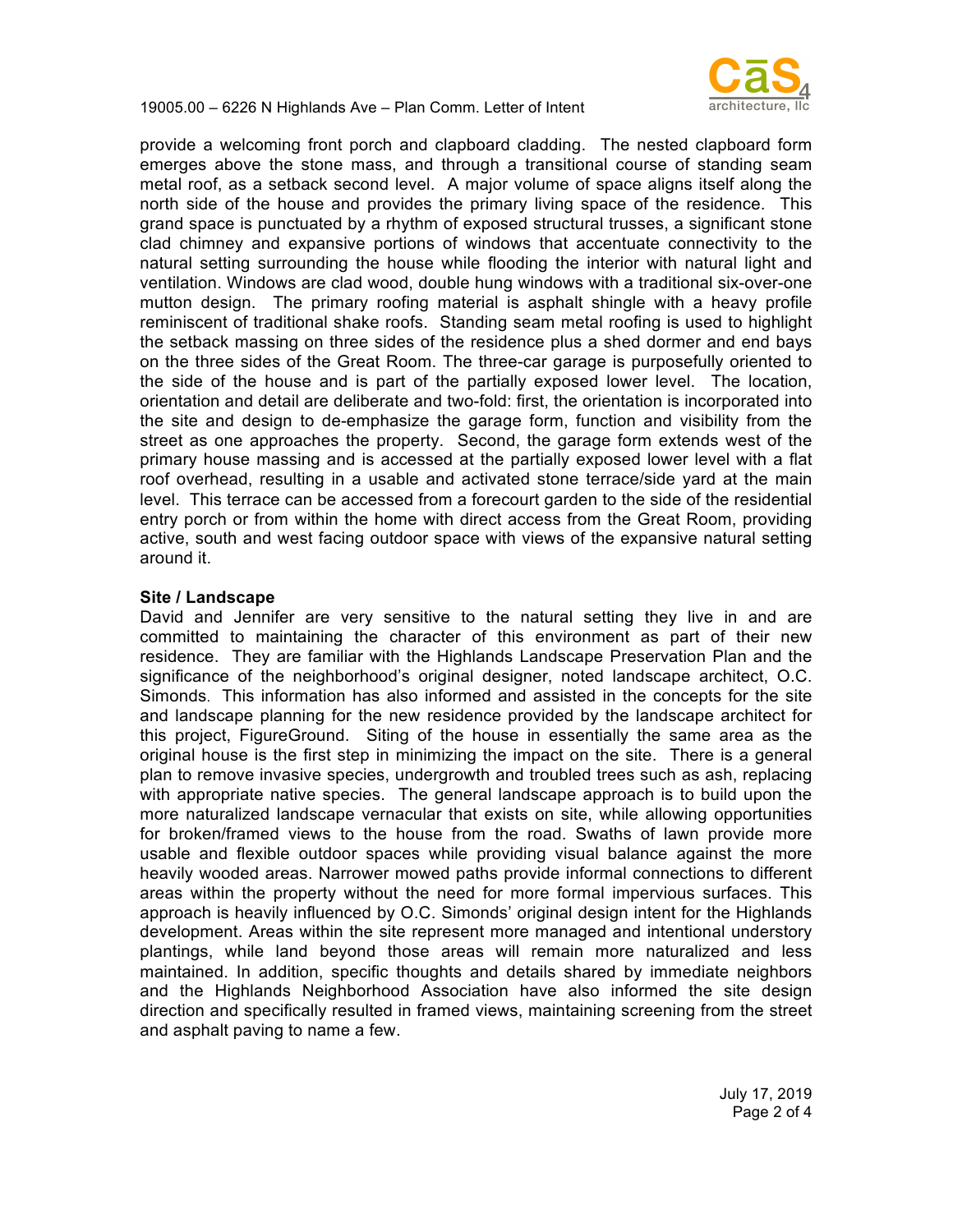provide a welcoming front porch and clapboard cladding. The nested clapboard form emerges above the stone mass, and through a transitional course of standing seam metal roof, as a setback second level. A major volume of space aligns itself along the north side of the house and provides the primary living space of the residence. This grand space is punctuated by a rhythm of exposed structural trusses, a significant stone clad chimney and expansive portions of windows that accentuate connectivity to the natural setting surrounding the house while flooding the interior with natural light and ventilation. Windows are clad wood, double hung windows with a traditional six-over-one mutton design. The primary roofing material is asphalt shingle with a heavy profile reminiscent of traditional shake roofs. Standing seam metal roofing is used to highlight the setback massing on three sides of the residence plus a shed dormer and end bays on the three sides of the Great Room. The three-car garage is purposefully oriented to the side of the house and is part of the partially exposed lower level. The location, orientation and detail are deliberate and two-fold: first, the orientation is incorporated into the site and design to de-emphasize the garage form, function and visibility from the street as one approaches the property. Second, the garage form extends west of the primary house massing and is accessed at the partially exposed lower level with a flat roof overhead, resulting in a usable and activated stone terrace/side yard at the main level. This terrace can be accessed from a forecourt garden to the side of the residential entry porch or from within the home with direct access from the Great Room, providing active, south and west facing outdoor space with views of the expansive natural setting around it.

**Site / Landscape**

David and Jennifer are very sensitive to the natural setting they live in and are committed to maintaining the character of this environment as part of their new residence. They are familiar with the Highlands Landscape Preservation Plan and the significance of the neighborhood's original designer, noted landscape architect, O.C. Simonds. This information has also informed and assisted in the concepts for the site and landscape planning for the new residence provided by the landscape architect for this project, FigureGround. Siting of the house in essentially the same area as the original house is the first step in minimizing the impact on the site. There is a general plan to remove invasive species, undergrowth and troubled trees such as ash, replacing with appropriate native species. The general landscape approach is to build upon the more naturalized landscape vernacular that exists on site, while allowing opportunities for broken/framed views to the house from the road. Swaths of lawn provide more usable and flexible outdoor spaces while providing visual balance against the more heavily wooded areas. Narrower mowed paths provide informal connections to different areas within the property without the need for more formal impervious surfaces. This approach is heavily influenced by O.C. Simonds' original design intent for the Highlands development. Areas within the site represent more managed and intentional understory plantings, while land beyond those areas will remain more naturalized and less maintained. In addition, specific thoughts and details shared by immediate neighbors and the Highlands Neighborhood Association have also informed the site design direction and specifically resulted in framed views, maintaining screening from the street and asphalt paving to name a few.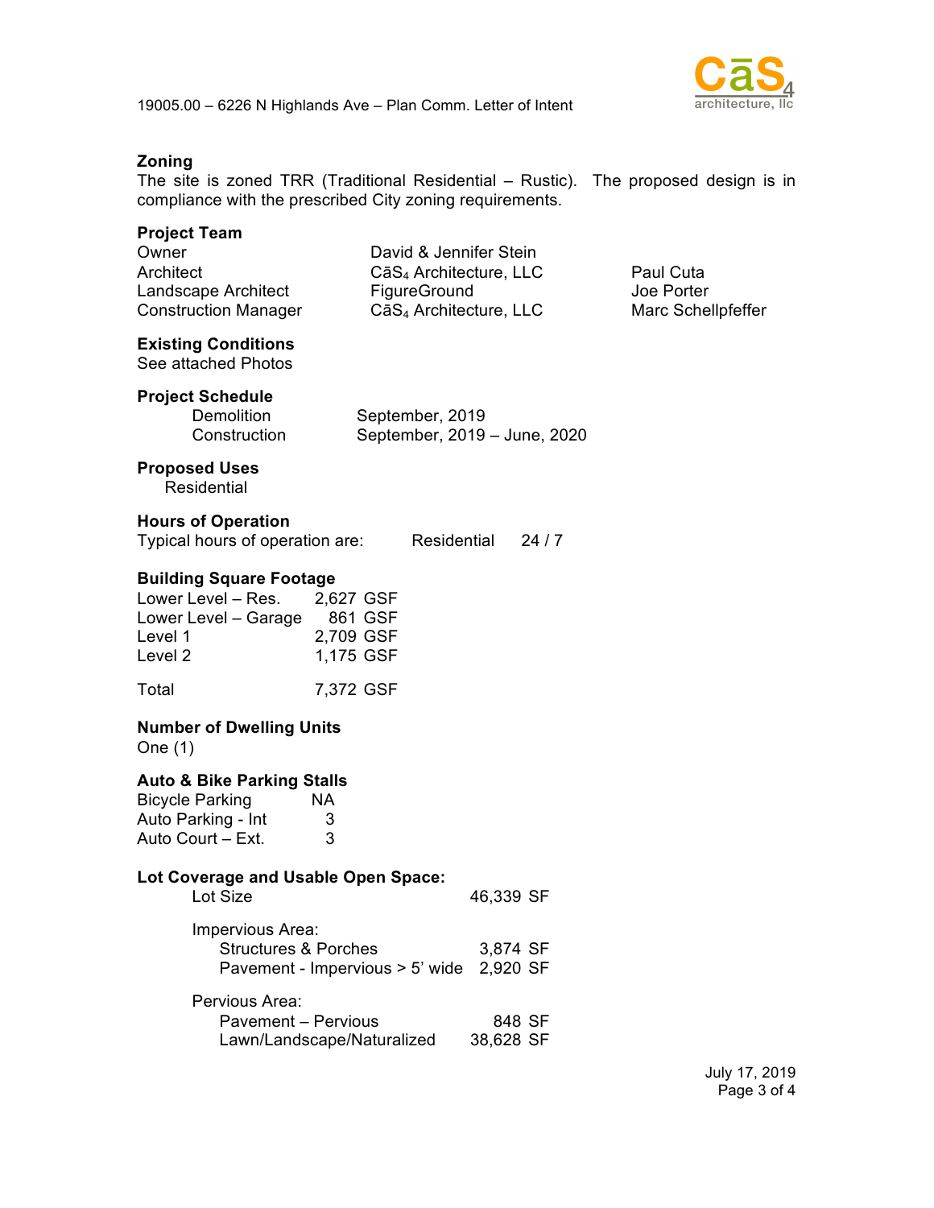## Zoning

The site is zoned TRR (Traditional Residential – Rustic). The proposed design is in compliance with the prescribed City zoning requirements.

## Project Team

| | | |
|---|---|---|
| Owner | David & Jennifer Stein | |
| Architect | CāS$_4$ Architecture, LLC | Paul Cuta |
| Landscape Architect | FigureGround | Joe Porter |
| Construction Manager | CāS$_4$ Architecture, LLC | Marc Schellpfeffer |

## Existing Conditions

See attached Photos

## Project Schedule

| | |
|---|---|
| Demolition | September, 2019 |
| Construction | September, 2019 – June, 2020 |

## Proposed Uses

Residential

## Hours of Operation

Typical hours of operation are: Residential 24 / 7

## Building Square Footage

| | |
|---|---|
| Lower Level – Res. | 2,627 GSF |
| Lower Level – Garage | 861 GSF |
| Level 1 | 2,709 GSF |
| Level 2 | 1,175 GSF |
| Total | 7,372 GSF |

## Number of Dwelling Units

One (1)

## Auto & Bike Parking Stalls

| | |
|---|---|
| Bicycle Parking | NA |
| Auto Parking - Int | 3 |
| Auto Court – Ext. | 3 |

## Lot Coverage and Usable Open Space:

| | |
|---|---|
| Lot Size | 46,339 SF |
| **Impervious Area:** | |
| Structures & Porches | 3,874 SF |
| Pavement - Impervious > 5' wide | 2,920 SF |
| **Pervious Area:** | |
| Pavement – Pervious | 848 SF |
| Lawn/Landscape/Naturalized | 38,628 SF |

July 17, 2019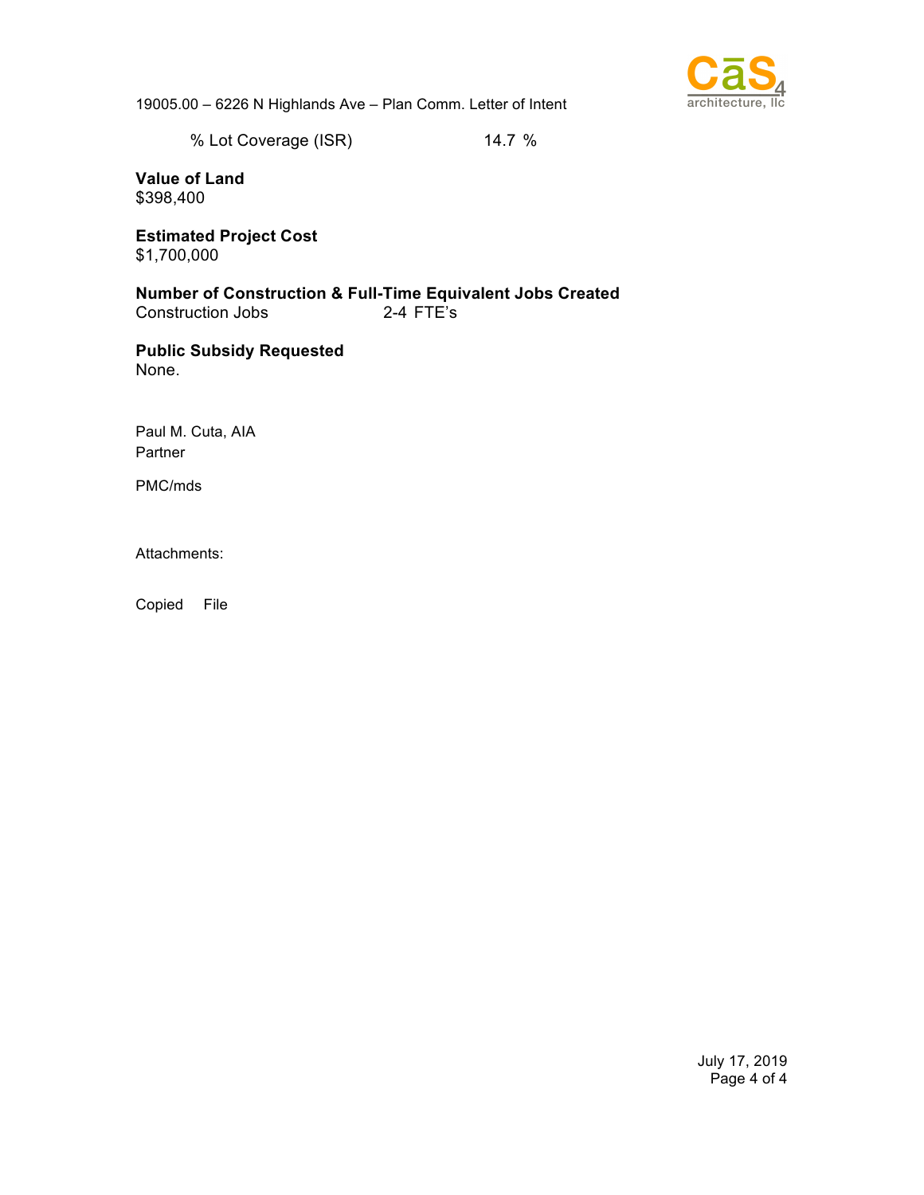% Lot Coverage (ISR) 14.7 %

**Value of Land**
$398,400

**Estimated Project Cost**
$1,700,000

**Number of Construction & Full-Time Equivalent Jobs Created**
Construction Jobs 2-4 FTE's

**Public Subsidy Requested**
None.

Paul M. Cuta, AIA
Partner

PMC/mds

Attachments:

Copied File

July 17, 2019